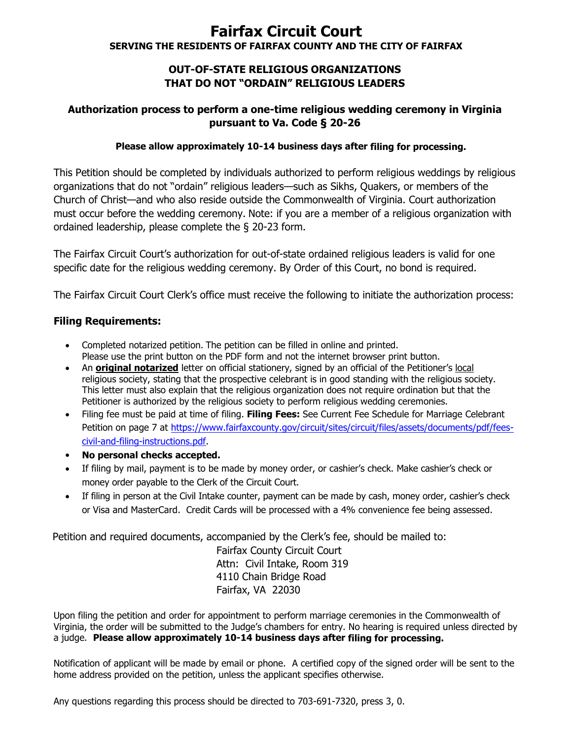# Fairfax Circuit Court

**SERVING THE RESIDENTS OF FAIRFAX COUNTY AND THE CITY OF FAIRFAX**

## OUT-OF-STATE RELIGIOUS ORGANIZATIONS THAT DO NOT "ORDAIN" RELIGIOUS LEADERS

### Authorization process to perform a one-time religious wedding ceremony in Virginia pursuant to Va. Code § 20-26

**Please allow approximately 10-14 business days after filing for processing.**

This Petition should be completed by individuals authorized to perform religious weddings by religious organizations that do not "ordain" religious leaders—such as Sikhs, Quakers, or members of the Church of Christ—and who also reside outside the Commonwealth of Virginia. Court authorization must occur before the wedding ceremony. Note: if you are a member of a religious organization with ordained leadership, please complete the § 20-23 form.

The Fairfax Circuit Court's authorization for out-of-state ordained religious leaders is valid for one specific date for the religious wedding ceremony. By Order of this Court, no bond is required.

The Fairfax Circuit Court Clerk's office must receive the following to initiate the authorization process:

### Filing Requirements:

- Completed notarized petition. The petition can be filled in online and printed. Please use the print button on the PDF form and not the internet browser print button.
- An **original notarized** letter on official stationery, signed by an official of the Petitioner's local religious society, stating that the prospective celebrant is in good standing with the religious society. This letter must also explain that the religious organization does not require ordination but that the Petitioner is authorized by the religious society to perform religious wedding ceremonies.
- Filing fee must be paid at time of filing. **Filing Fees:** See Current Fee Schedule for Marriage Celebrant Petition on page 7 at https://www.fairfaxcounty.gov/circuit/sites/circuit/files/assets/documents/pdf/fees-civil-and-filing-instructions.pdf.
- **No personal checks accepted.**
- If filing by mail, payment is to be made by money order, or cashier's check. Make cashier's check or money order payable to the Clerk of the Circuit Court.
- If filing in person at the Civil Intake counter, payment can be made by cash, money order, cashier's check or Visa and MasterCard. Credit Cards will be processed with a 4% convenience fee being assessed.

Petition and required documents, accompanied by the Clerk's fee, should be mailed to:

Fairfax County Circuit Court
Attn: Civil Intake, Room 319
4110 Chain Bridge Road
Fairfax, VA 22030

Upon filing the petition and order for appointment to perform marriage ceremonies in the Commonwealth of Virginia, the order will be submitted to the Judge's chambers for entry. No hearing is required unless directed by a judge. **Please allow approximately 10-14 business days after filing for processing.**

Notification of applicant will be made by email or phone. A certified copy of the signed order will be sent to the home address provided on the petition, unless the applicant specifies otherwise.

Any questions regarding this process should be directed to 703-691-7320, press 3, 0.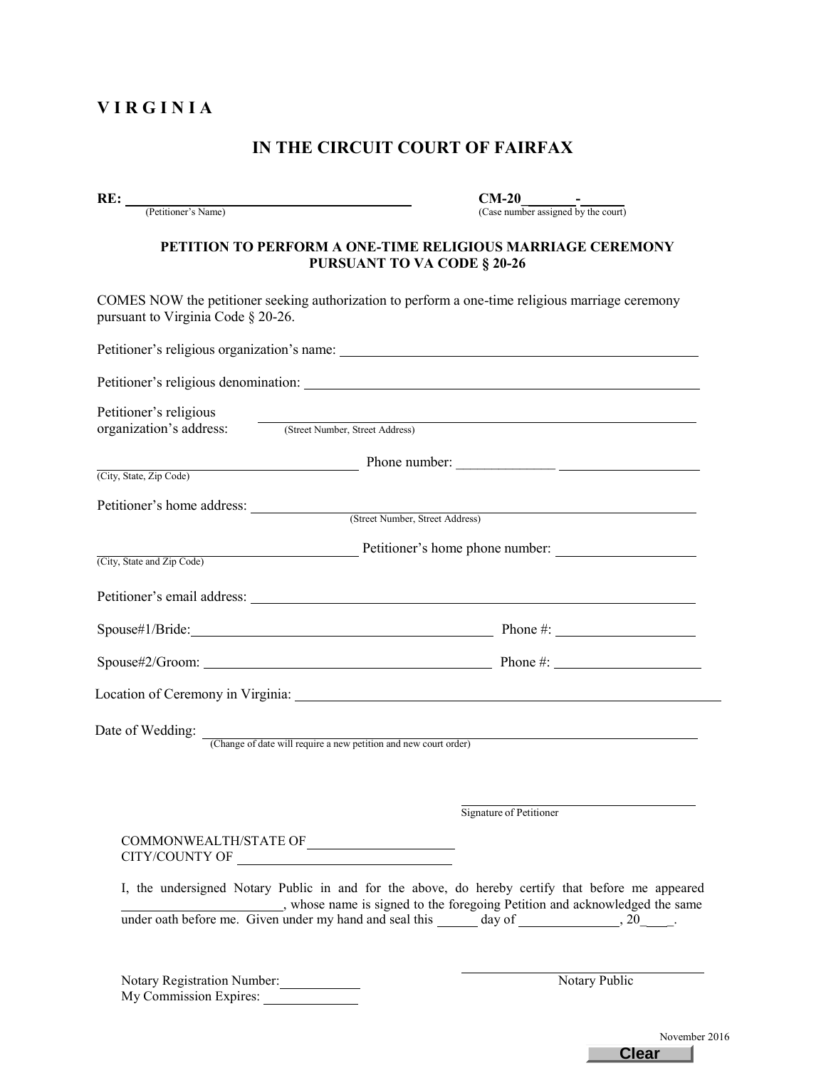**V I R G I N I A**

## IN THE CIRCUIT COURT OF FAIRFAX

**RE:** ________________________________________ **CM-20\_\_\_\_\_\_\_-\_\_\_\_\_\_**
(Petitioner's Name) (Case number assigned by the court)

**PETITION TO PERFORM A ONE-TIME RELIGIOUS MARRIAGE CEREMONY PURSUANT TO VA CODE § 20-26**

COMES NOW the petitioner seeking authorization to perform a one-time religious marriage ceremony pursuant to Virginia Code § 20-26.

Petitioner's religious organization's name: ____________________________________________

Petitioner's religious denomination: ____________________________________________

Petitioner's religious organization's address: ____________________________________________
(Street Number, Street Address)

____________________________________ Phone number: ______________ ____________________
(City, State, Zip Code)

Petitioner's home address: ____________________________________________
(Street Number, Street Address)

____________________________________ Petitioner's home phone number: ____________________
(City, State and Zip Code)

Petitioner's email address: ____________________________________________

Spouse#1/Bride: ____________________________________ Phone #: ____________________

Spouse#2/Groom: ____________________________________ Phone #: ____________________

Location of Ceremony in Virginia: ____________________________________________

Date of Wedding: ____________________________________________
(Change of date will require a new petition and new court order)

____________________________
Signature of Petitioner

COMMONWEALTH/STATE OF ____________________
CITY/COUNTY OF ____________________________

I, the undersigned Notary Public in and for the above, do hereby certify that before me appeared ______________________, whose name is signed to the foregoing Petition and acknowledged the same under oath before me. Given under my hand and seal this ______ day of ______________, 20\_\_\_\_.

Notary Registration Number: ___________
My Commission Expires: _____________

____________________________
Notary Public

November 2016

Clear